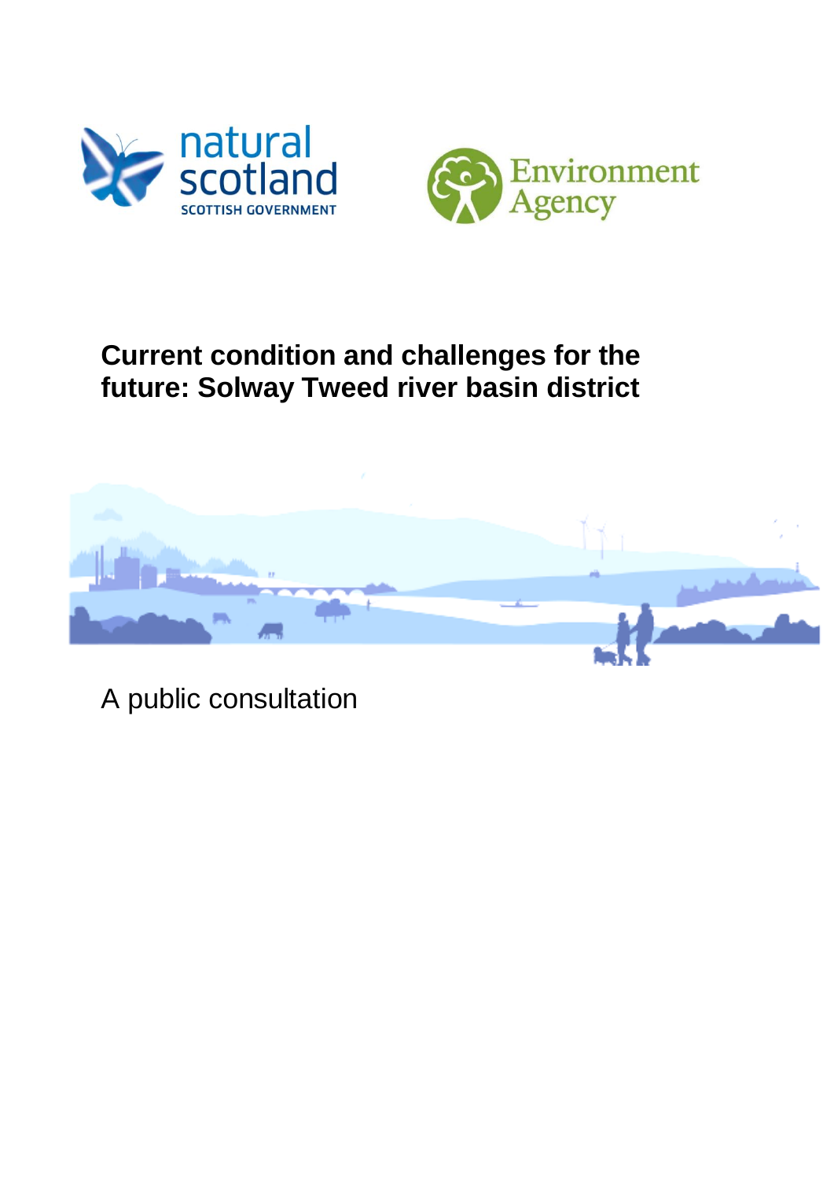# Current condition and challenges for the future: Solway Tweed river basin district

A public consultation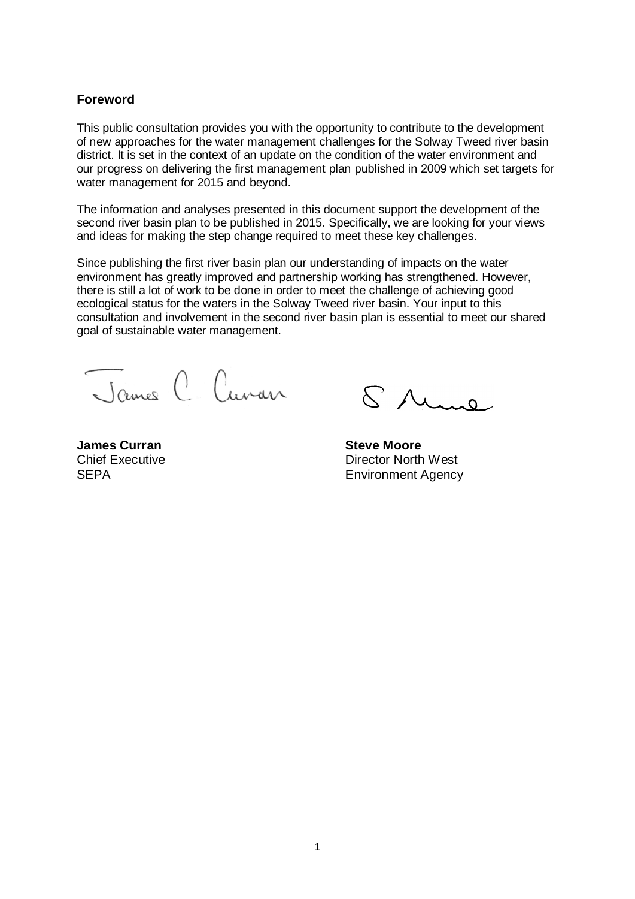**Foreword**

This public consultation provides you with the opportunity to contribute to the development of new approaches for the water management challenges for the Solway Tweed river basin district. It is set in the context of an update on the condition of the water environment and our progress on delivering the first management plan published in 2009 which set targets for water management for 2015 and beyond.

The information and analyses presented in this document support the development of the second river basin plan to be published in 2015. Specifically, we are looking for your views and ideas for making the step change required to meet these key challenges.

Since publishing the first river basin plan our understanding of impacts on the water environment has greatly improved and partnership working has strengthened. However, there is still a lot of work to be done in order to meet the challenge of achieving good ecological status for the waters in the Solway Tweed river basin. Your input to this consultation and involvement in the second river basin plan is essential to meet our shared goal of sustainable water management.

| | |
|---|---|
| **James Curran** | **Steve Moore** |
| Chief Executive | Director North West |
| SEPA | Environment Agency |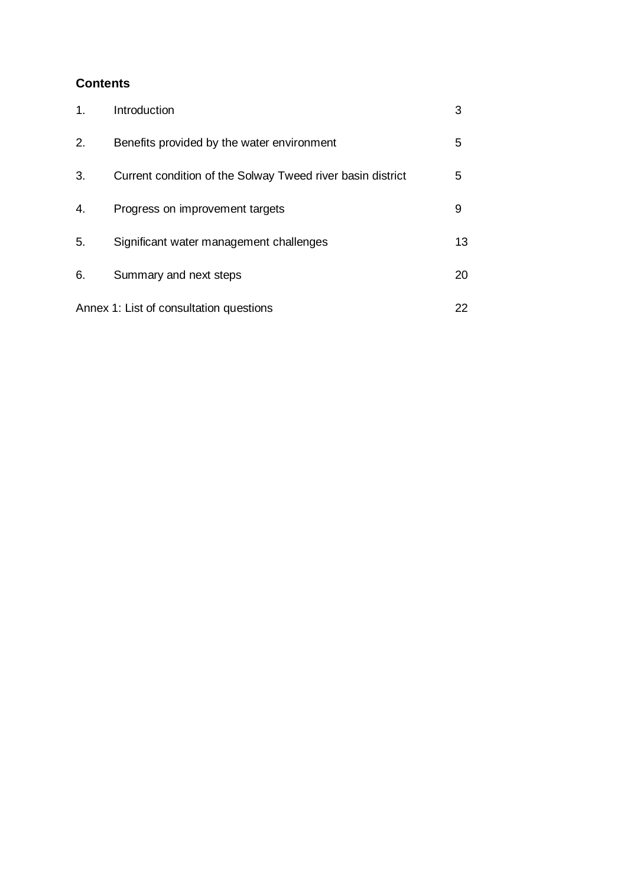**Contents**

| | | |
|---|---|---|
| 1. | Introduction | 3 |
| 2. | Benefits provided by the water environment | 5 |
| 3. | Current condition of the Solway Tweed river basin district | 5 |
| 4. | Progress on improvement targets | 9 |
| 5. | Significant water management challenges | 13 |
| 6. | Summary and next steps | 20 |
| Annex 1: List of consultation questions | | 22 |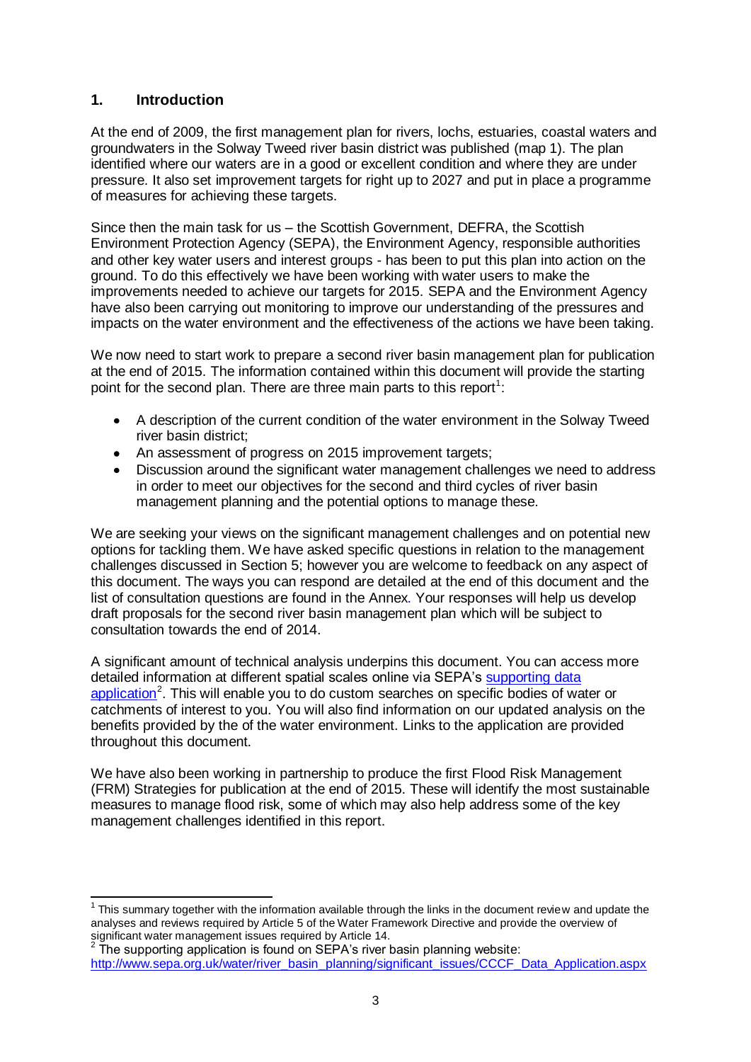## 1. Introduction

At the end of 2009, the first management plan for rivers, lochs, estuaries, coastal waters and groundwaters in the Solway Tweed river basin district was published (map 1). The plan identified where our waters are in a good or excellent condition and where they are under pressure. It also set improvement targets for right up to 2027 and put in place a programme of measures for achieving these targets.

Since then the main task for us – the Scottish Government, DEFRA, the Scottish Environment Protection Agency (SEPA), the Environment Agency, responsible authorities and other key water users and interest groups - has been to put this plan into action on the ground. To do this effectively we have been working with water users to make the improvements needed to achieve our targets for 2015. SEPA and the Environment Agency have also been carrying out monitoring to improve our understanding of the pressures and impacts on the water environment and the effectiveness of the actions we have been taking.

We now need to start work to prepare a second river basin management plan for publication at the end of 2015. The information contained within this document will provide the starting point for the second plan. There are three main parts to this report[1]:

- A description of the current condition of the water environment in the Solway Tweed river basin district;
- An assessment of progress on 2015 improvement targets;
- Discussion around the significant water management challenges we need to address in order to meet our objectives for the second and third cycles of river basin management planning and the potential options to manage these.

We are seeking your views on the significant management challenges and on potential new options for tackling them. We have asked specific questions in relation to the management challenges discussed in Section 5; however you are welcome to feedback on any aspect of this document. The ways you can respond are detailed at the end of this document and the list of consultation questions are found in the Annex. Your responses will help us develop draft proposals for the second river basin management plan which will be subject to consultation towards the end of 2014.

A significant amount of technical analysis underpins this document. You can access more detailed information at different spatial scales online via SEPA's [supporting data application](http://www.sepa.org.uk/water/river_basin_planning/significant_issues/CCCF_Data_Application.aspx)[2]. This will enable you to do custom searches on specific bodies of water or catchments of interest to you. You will also find information on our updated analysis on the benefits provided by the of the water environment. Links to the application are provided throughout this document.

We have also been working in partnership to produce the first Flood Risk Management (FRM) Strategies for publication at the end of 2015. These will identify the most sustainable measures to manage flood risk, some of which may also help address some of the key management challenges identified in this report.

---

[1] This summary together with the information available through the links in the document review and update the analyses and reviews required by Article 5 of the Water Framework Directive and provide the overview of significant water management issues required by Article 14.

[2] The supporting application is found on SEPA's river basin planning website: http://www.sepa.org.uk/water/river_basin_planning/significant_issues/CCCF_Data_Application.aspx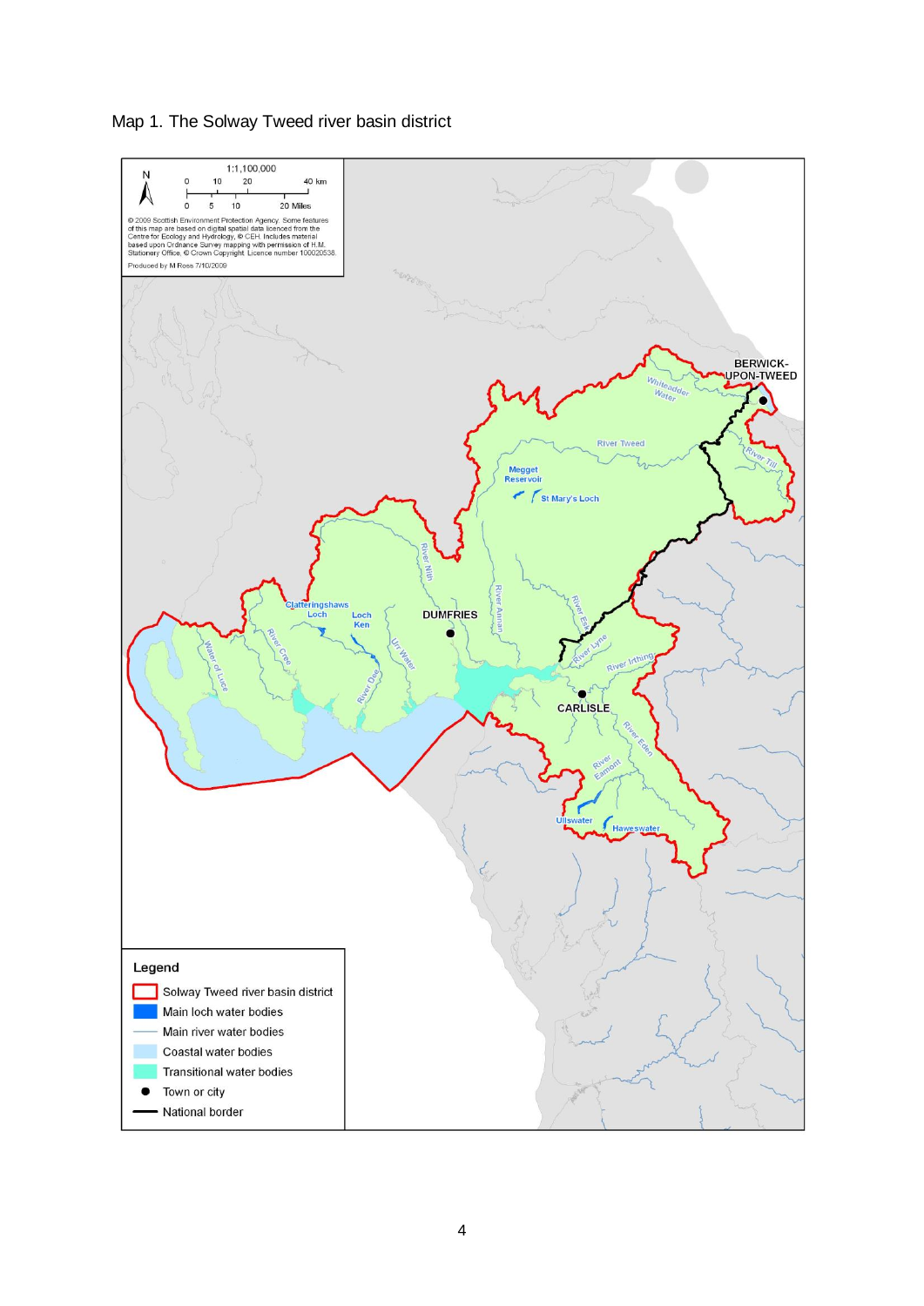Map 1. The Solway Tweed river basin district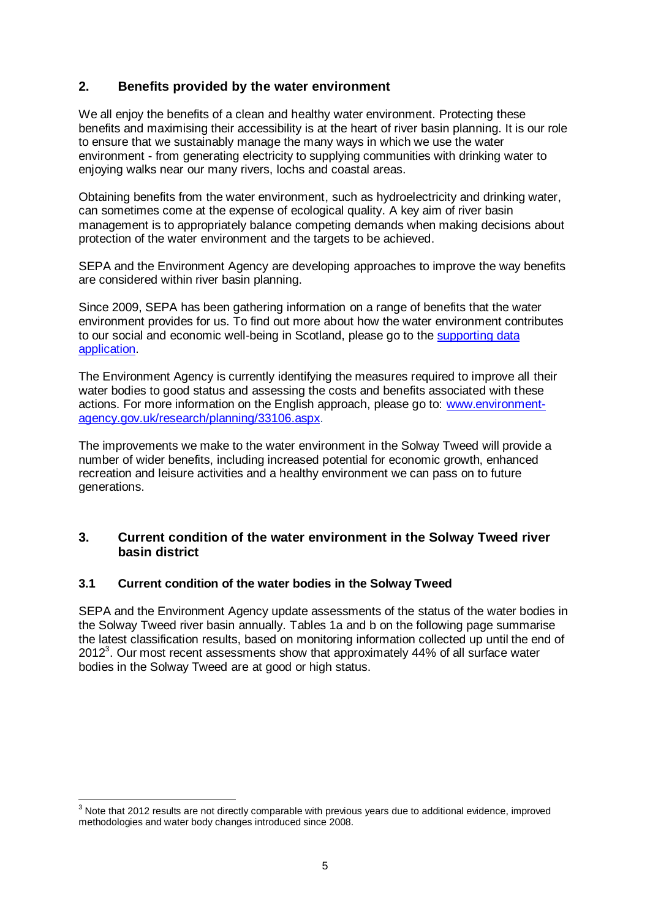## 2. Benefits provided by the water environment

We all enjoy the benefits of a clean and healthy water environment. Protecting these benefits and maximising their accessibility is at the heart of river basin planning. It is our role to ensure that we sustainably manage the many ways in which we use the water environment - from generating electricity to supplying communities with drinking water to enjoying walks near our many rivers, lochs and coastal areas.

Obtaining benefits from the water environment, such as hydroelectricity and drinking water, can sometimes come at the expense of ecological quality. A key aim of river basin management is to appropriately balance competing demands when making decisions about protection of the water environment and the targets to be achieved.

SEPA and the Environment Agency are developing approaches to improve the way benefits are considered within river basin planning.

Since 2009, SEPA has been gathering information on a range of benefits that the water environment provides for us. To find out more about how the water environment contributes to our social and economic well-being in Scotland, please go to the [supporting data application](#).

The Environment Agency is currently identifying the measures required to improve all their water bodies to good status and assessing the costs and benefits associated with these actions. For more information on the English approach, please go to: [www.environment-agency.gov.uk/research/planning/33106.aspx](http://www.environment-agency.gov.uk/research/planning/33106.aspx).

The improvements we make to the water environment in the Solway Tweed will provide a number of wider benefits, including increased potential for economic growth, enhanced recreation and leisure activities and a healthy environment we can pass on to future generations.

## 3. Current condition of the water environment in the Solway Tweed river basin district

### 3.1 Current condition of the water bodies in the Solway Tweed

SEPA and the Environment Agency update assessments of the status of the water bodies in the Solway Tweed river basin annually. Tables 1a and b on the following page summarise the latest classification results, based on monitoring information collected up until the end of 2012[3]. Our most recent assessments show that approximately 44% of all surface water bodies in the Solway Tweed are at good or high status.

[3] Note that 2012 results are not directly comparable with previous years due to additional evidence, improved methodologies and water body changes introduced since 2008.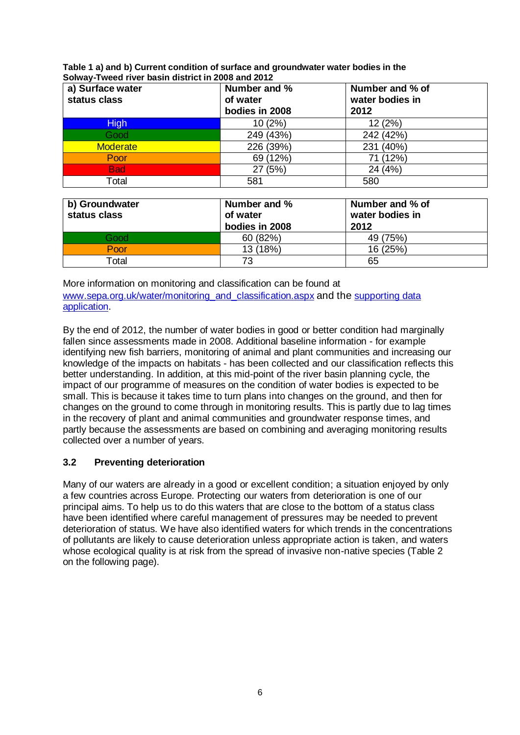**Table 1 a) and b) Current condition of surface and groundwater water bodies in the Solway-Tweed river basin district in 2008 and 2012**

| a) Surface water status class | Number and % of water bodies in 2008 | Number and % of water bodies in 2012 |
|---|---|---|
| High | 10 (2%) | 12 (2%) |
| Good | 249 (43%) | 242 (42%) |
| Moderate | 226 (39%) | 231 (40%) |
| Poor | 69 (12%) | 71 (12%) |
| Bad | 27 (5%) | 24 (4%) |
| Total | 581 | 580 |

| b) Groundwater status class | Number and % of water bodies in 2008 | Number and % of water bodies in 2012 |
|---|---|---|
| Good | 60 (82%) | 49 (75%) |
| Poor | 13 (18%) | 16 (25%) |
| Total | 73 | 65 |

More information on monitoring and classification can be found at www.sepa.org.uk/water/monitoring_and_classification.aspx and the supporting data application.

By the end of 2012, the number of water bodies in good or better condition had marginally fallen since assessments made in 2008. Additional baseline information - for example identifying new fish barriers, monitoring of animal and plant communities and increasing our knowledge of the impacts on habitats - has been collected and our classification reflects this better understanding. In addition, at this mid-point of the river basin planning cycle, the impact of our programme of measures on the condition of water bodies is expected to be small. This is because it takes time to turn plans into changes on the ground, and then for changes on the ground to come through in monitoring results. This is partly due to lag times in the recovery of plant and animal communities and groundwater response times, and partly because the assessments are based on combining and averaging monitoring results collected over a number of years.

### 3.2 Preventing deterioration

Many of our waters are already in a good or excellent condition; a situation enjoyed by only a few countries across Europe. Protecting our waters from deterioration is one of our principal aims. To help us to do this waters that are close to the bottom of a status class have been identified where careful management of pressures may be needed to prevent deterioration of status. We have also identified waters for which trends in the concentrations of pollutants are likely to cause deterioration unless appropriate action is taken, and waters whose ecological quality is at risk from the spread of invasive non-native species (Table 2 on the following page).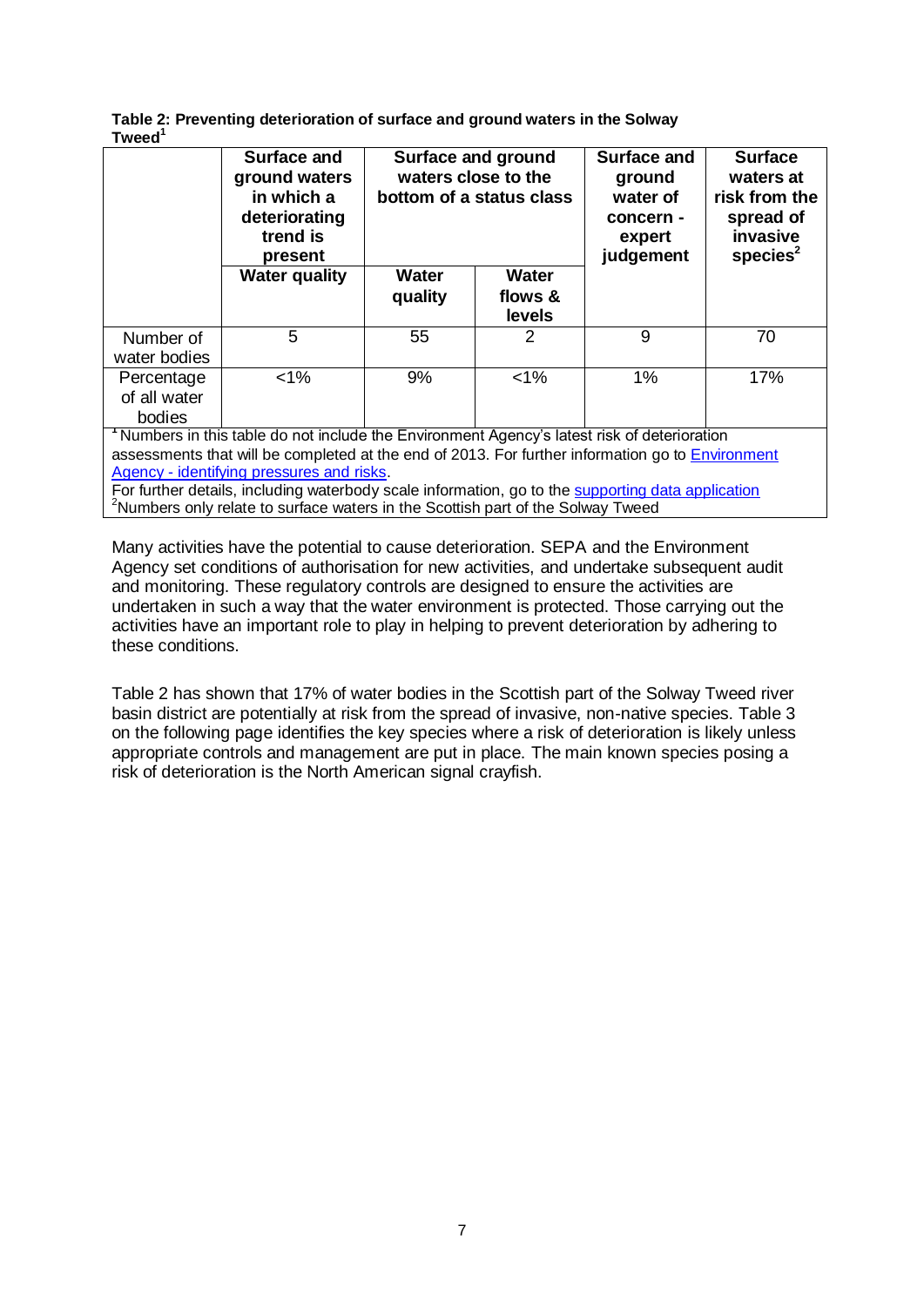**Table 2: Preventing deterioration of surface and ground waters in the Solway Tweed[1]**

| | Surface and ground waters in which a deteriorating trend is present | Surface and ground waters close to the bottom of a status class | | Surface and ground water of concern - expert judgement | Surface waters at risk from the spread of invasive species[2] |
|---|---|---|---|---|---|
| | Water quality | Water quality | Water flows & levels | | |
| Number of water bodies | 5 | 55 | 2 | 9 | 70 |
| Percentage of all water bodies | <1% | 9% | <1% | 1% | 17% |

[1] Numbers in this table do not include the Environment Agency's latest risk of deterioration assessments that will be completed at the end of 2013. For further information go to Environment Agency - identifying pressures and risks.
For further details, including waterbody scale information, go to the supporting data application
[2] Numbers only relate to surface waters in the Scottish part of the Solway Tweed

Many activities have the potential to cause deterioration. SEPA and the Environment Agency set conditions of authorisation for new activities, and undertake subsequent audit and monitoring. These regulatory controls are designed to ensure the activities are undertaken in such a way that the water environment is protected. Those carrying out the activities have an important role to play in helping to prevent deterioration by adhering to these conditions.

Table 2 has shown that 17% of water bodies in the Scottish part of the Solway Tweed river basin district are potentially at risk from the spread of invasive, non-native species. Table 3 on the following page identifies the key species where a risk of deterioration is likely unless appropriate controls and management are put in place. The main known species posing a risk of deterioration is the North American signal crayfish.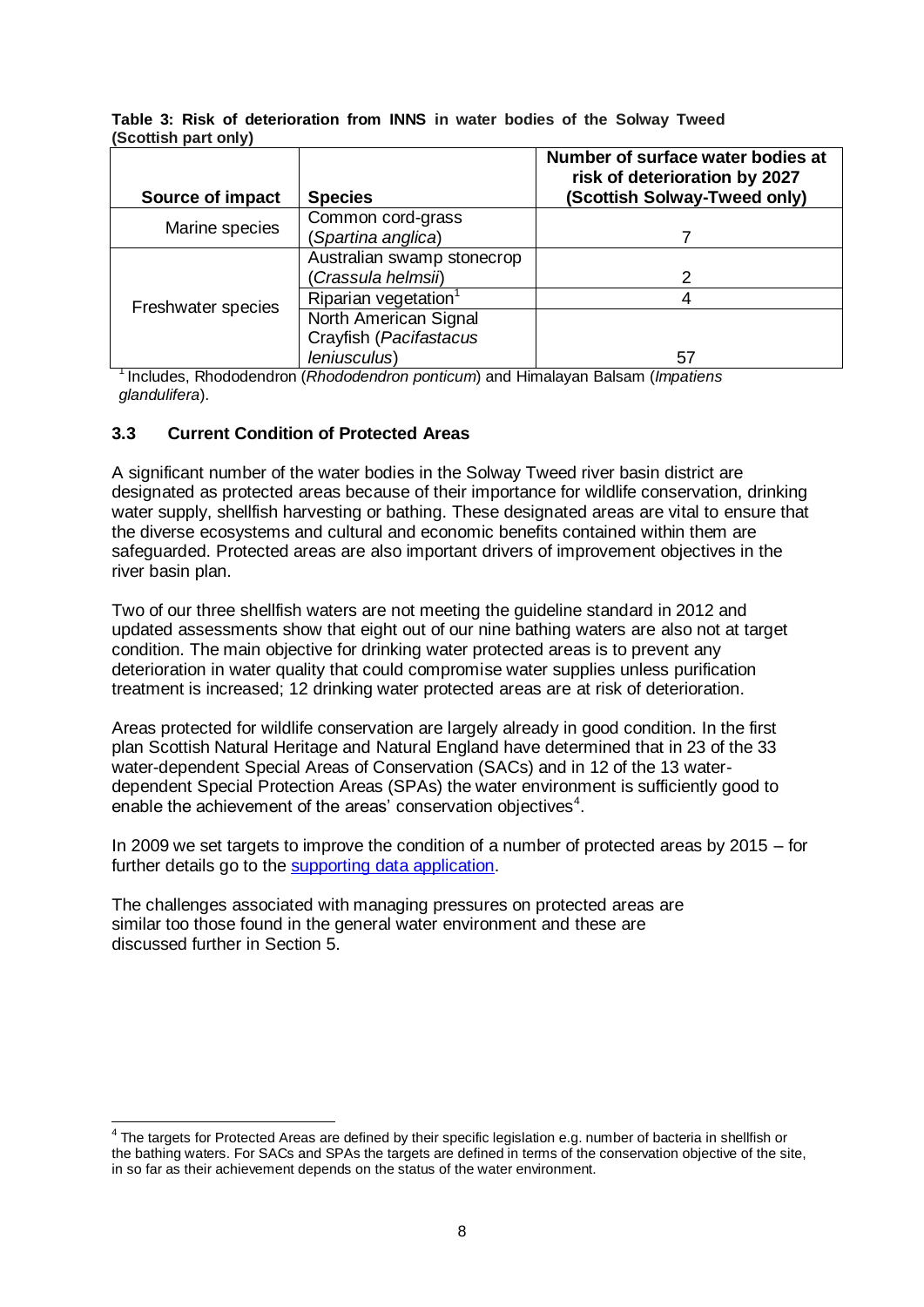**Table 3: Risk of deterioration from INNS in water bodies of the Solway Tweed (Scottish part only)**

| Source of impact | Species | Number of surface water bodies at risk of deterioration by 2027 (Scottish Solway-Tweed only) |
|---|---|---|
| Marine species | Common cord-grass (*Spartina anglica*) | 7 |
| Freshwater species | Australian swamp stonecrop (*Crassula helmsii*) | 2 |
| | Riparian vegetation[1] | 4 |
| | North American Signal Crayfish (*Pacifastacus leniusculus*) | 57 |

[1] Includes, Rhododendron (*Rhododendron ponticum*) and Himalayan Balsam (*Impatiens glandulifera*).

### 3.3 Current Condition of Protected Areas

A significant number of the water bodies in the Solway Tweed river basin district are designated as protected areas because of their importance for wildlife conservation, drinking water supply, shellfish harvesting or bathing. These designated areas are vital to ensure that the diverse ecosystems and cultural and economic benefits contained within them are safeguarded. Protected areas are also important drivers of improvement objectives in the river basin plan.

Two of our three shellfish waters are not meeting the guideline standard in 2012 and updated assessments show that eight out of our nine bathing waters are also not at target condition. The main objective for drinking water protected areas is to prevent any deterioration in water quality that could compromise water supplies unless purification treatment is increased; 12 drinking water protected areas are at risk of deterioration.

Areas protected for wildlife conservation are largely already in good condition. In the first plan Scottish Natural Heritage and Natural England have determined that in 23 of the 33 water-dependent Special Areas of Conservation (SACs) and in 12 of the 13 water-dependent Special Protection Areas (SPAs) the water environment is sufficiently good to enable the achievement of the areas' conservation objectives[4].

In 2009 we set targets to improve the condition of a number of protected areas by 2015 – for further details go to the supporting data application.

The challenges associated with managing pressures on protected areas are similar too those found in the general water environment and these are discussed further in Section 5.

[4] The targets for Protected Areas are defined by their specific legislation e.g. number of bacteria in shellfish or the bathing waters. For SACs and SPAs the targets are defined in terms of the conservation objective of the site, in so far as their achievement depends on the status of the water environment.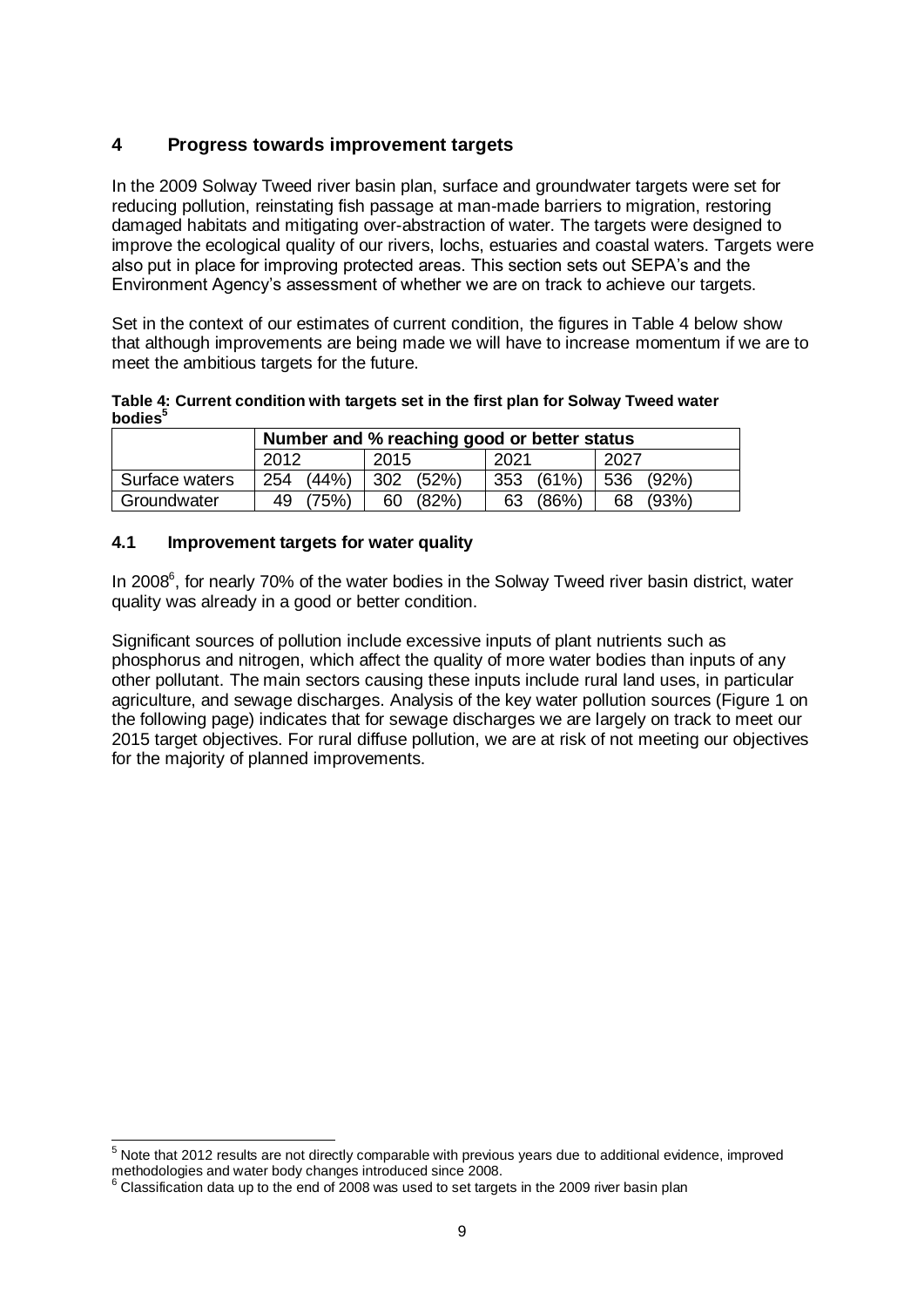## 4 Progress towards improvement targets

In the 2009 Solway Tweed river basin plan, surface and groundwater targets were set for reducing pollution, reinstating fish passage at man-made barriers to migration, restoring damaged habitats and mitigating over-abstraction of water. The targets were designed to improve the ecological quality of our rivers, lochs, estuaries and coastal waters. Targets were also put in place for improving protected areas. This section sets out SEPA's and the Environment Agency's assessment of whether we are on track to achieve our targets.

Set in the context of our estimates of current condition, the figures in Table 4 below show that although improvements are being made we will have to increase momentum if we are to meet the ambitious targets for the future.

**Table 4: Current condition with targets set in the first plan for Solway Tweed water bodies[5]**

| | **Number and % reaching good or better status** | | | |
|---|---|---|---|---|
| | 2012 | 2015 | 2021 | 2027 |
| Surface waters | 254 (44%) | 302 (52%) | 353 (61%) | 536 (92%) |
| Groundwater | 49 (75%) | 60 (82%) | 63 (86%) | 68 (93%) |

### 4.1 Improvement targets for water quality

In 2008[6], for nearly 70% of the water bodies in the Solway Tweed river basin district, water quality was already in a good or better condition.

Significant sources of pollution include excessive inputs of plant nutrients such as phosphorus and nitrogen, which affect the quality of more water bodies than inputs of any other pollutant. The main sectors causing these inputs include rural land uses, in particular agriculture, and sewage discharges. Analysis of the key water pollution sources (Figure 1 on the following page) indicates that for sewage discharges we are largely on track to meet our 2015 target objectives. For rural diffuse pollution, we are at risk of not meeting our objectives for the majority of planned improvements.

---

[5] Note that 2012 results are not directly comparable with previous years due to additional evidence, improved methodologies and water body changes introduced since 2008.

[6] Classification data up to the end of 2008 was used to set targets in the 2009 river basin plan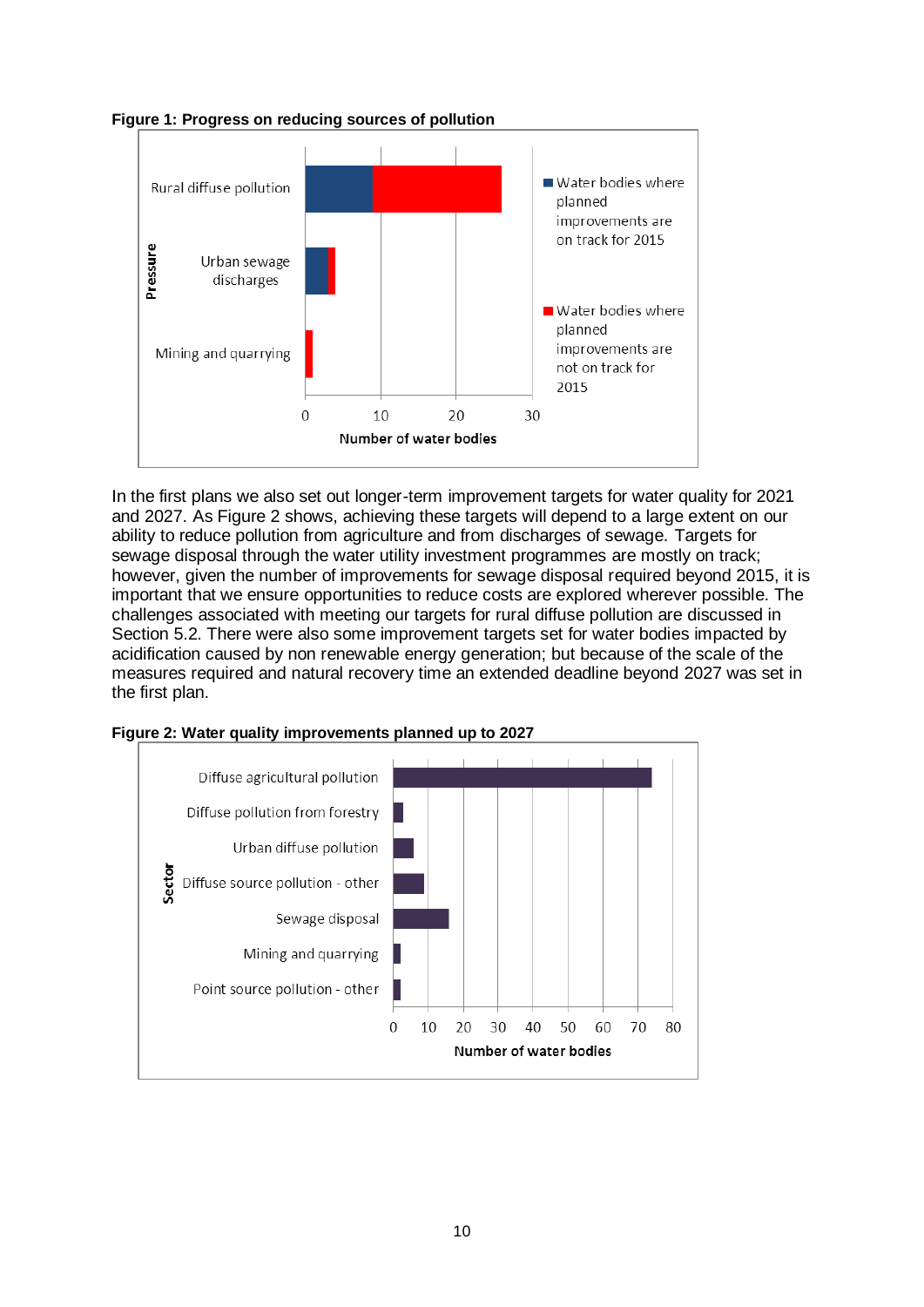**Figure 1: Progress on reducing sources of pollution**

In the first plans we also set out longer-term improvement targets for water quality for 2021 and 2027. As Figure 2 shows, achieving these targets will depend to a large extent on our ability to reduce pollution from agriculture and from discharges of sewage. Targets for sewage disposal through the water utility investment programmes are mostly on track; however, given the number of improvements for sewage disposal required beyond 2015, it is important that we ensure opportunities to reduce costs are explored wherever possible. The challenges associated with meeting our targets for rural diffuse pollution are discussed in Section 5.2. There were also some improvement targets set for water bodies impacted by acidification caused by non renewable energy generation; but because of the scale of the measures required and natural recovery time an extended deadline beyond 2027 was set in the first plan.

**Figure 2: Water quality improvements planned up to 2027**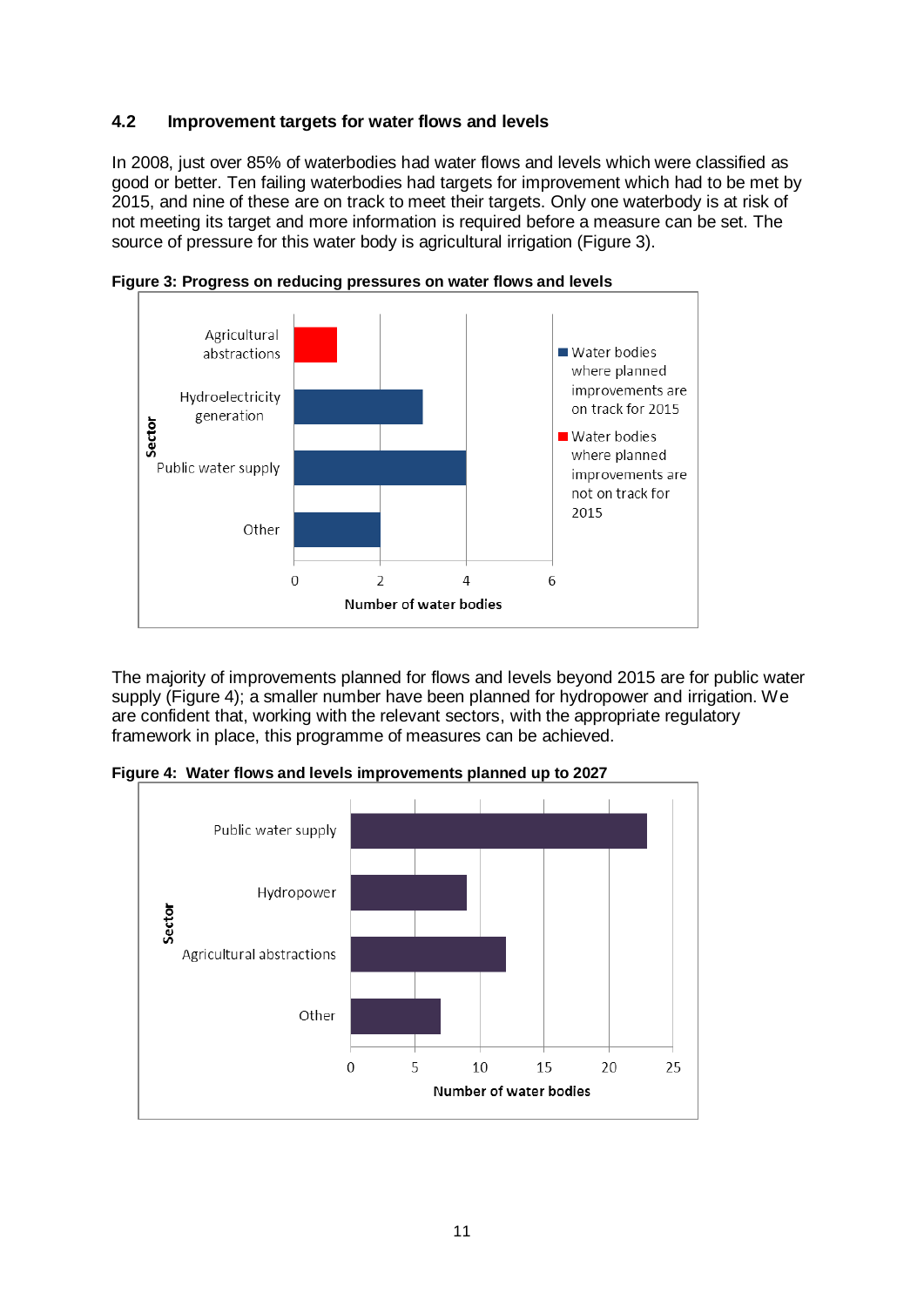### 4.2 Improvement targets for water flows and levels

In 2008, just over 85% of waterbodies had water flows and levels which were classified as good or better. Ten failing waterbodies had targets for improvement which had to be met by 2015, and nine of these are on track to meet their targets. Only one waterbody is at risk of not meeting its target and more information is required before a measure can be set. The source of pressure for this water body is agricultural irrigation (Figure 3).

**Figure 3: Progress on reducing pressures on water flows and levels**

| Sector | Water bodies where planned improvements are on track for 2015 | Water bodies where planned improvements are not on track for 2015 |
|---|---|---|
| Agricultural abstractions | | 1 |
| Hydroelectricity generation | 3 | |
| Public water supply | 4 | |
| Other | 2 | |

The majority of improvements planned for flows and levels beyond 2015 are for public water supply (Figure 4); a smaller number have been planned for hydropower and irrigation. We are confident that, working with the relevant sectors, with the appropriate regulatory framework in place, this programme of measures can be achieved.

**Figure 4: Water flows and levels improvements planned up to 2027**

| Sector | Number of water bodies |
|---|---|
| Public water supply | 23 |
| Hydropower | 9 |
| Agricultural abstractions | 12 |
| Other | 7 |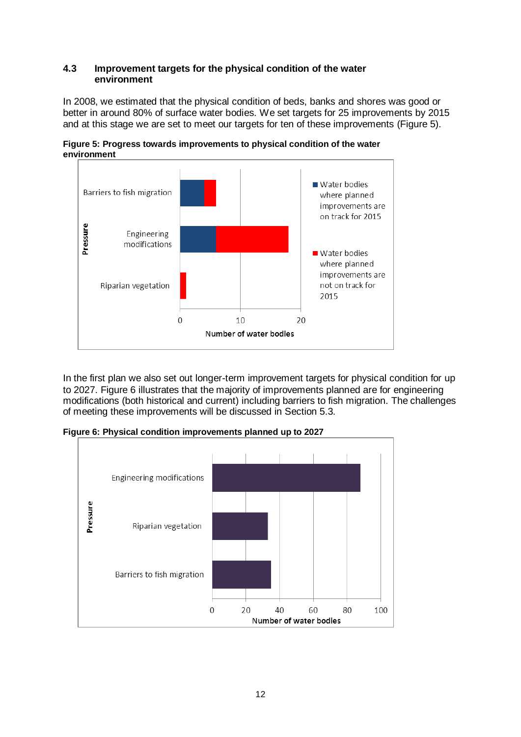### 4.3 Improvement targets for the physical condition of the water environment

In 2008, we estimated that the physical condition of beds, banks and shores was good or better in around 80% of surface water bodies. We set targets for 25 improvements by 2015 and at this stage we are set to meet our targets for ten of these improvements (Figure 5).

**Figure 5: Progress towards improvements to physical condition of the water environment**

**Figure 6: Physical condition improvements planned up to 2027**

In the first plan we also set out longer-term improvement targets for physical condition for up to 2027. Figure 6 illustrates that the majority of improvements planned are for engineering modifications (both historical and current) including barriers to fish migration. The challenges of meeting these improvements will be discussed in Section 5.3.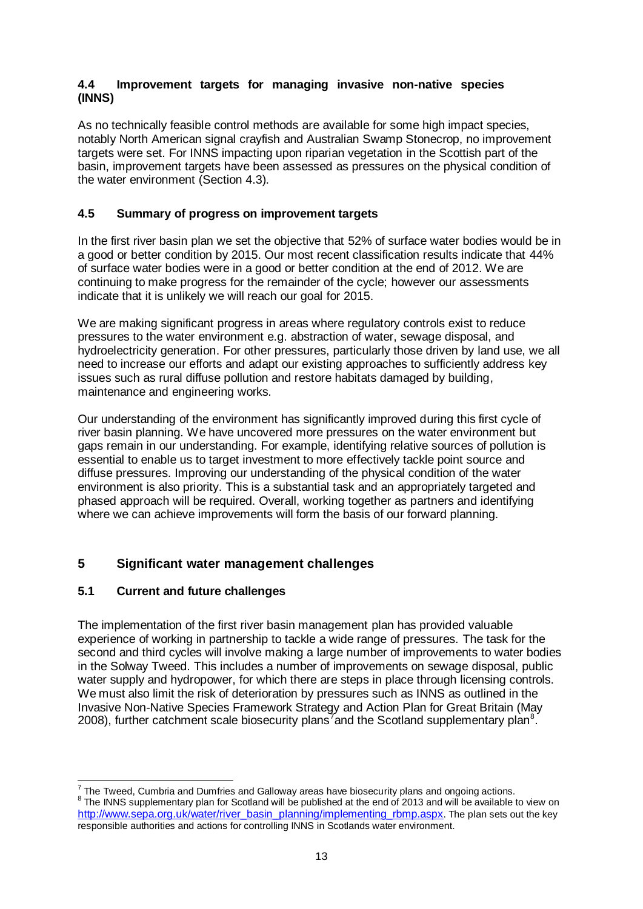### 4.4 Improvement targets for managing invasive non-native species (INNS)

As no technically feasible control methods are available for some high impact species, notably North American signal crayfish and Australian Swamp Stonecrop, no improvement targets were set. For INNS impacting upon riparian vegetation in the Scottish part of the basin, improvement targets have been assessed as pressures on the physical condition of the water environment (Section 4.3).

### 4.5 Summary of progress on improvement targets

In the first river basin plan we set the objective that 52% of surface water bodies would be in a good or better condition by 2015. Our most recent classification results indicate that 44% of surface water bodies were in a good or better condition at the end of 2012. We are continuing to make progress for the remainder of the cycle; however our assessments indicate that it is unlikely we will reach our goal for 2015.

We are making significant progress in areas where regulatory controls exist to reduce pressures to the water environment e.g. abstraction of water, sewage disposal, and hydroelectricity generation. For other pressures, particularly those driven by land use, we all need to increase our efforts and adapt our existing approaches to sufficiently address key issues such as rural diffuse pollution and restore habitats damaged by building, maintenance and engineering works.

Our understanding of the environment has significantly improved during this first cycle of river basin planning. We have uncovered more pressures on the water environment but gaps remain in our understanding. For example, identifying relative sources of pollution is essential to enable us to target investment to more effectively tackle point source and diffuse pressures. Improving our understanding of the physical condition of the water environment is also priority. This is a substantial task and an appropriately targeted and phased approach will be required. Overall, working together as partners and identifying where we can achieve improvements will form the basis of our forward planning.

## 5 Significant water management challenges

### 5.1 Current and future challenges

The implementation of the first river basin management plan has provided valuable experience of working in partnership to tackle a wide range of pressures. The task for the second and third cycles will involve making a large number of improvements to water bodies in the Solway Tweed. This includes a number of improvements on sewage disposal, public water supply and hydropower, for which there are steps in place through licensing controls. We must also limit the risk of deterioration by pressures such as INNS as outlined in the Invasive Non-Native Species Framework Strategy and Action Plan for Great Britain (May 2008), further catchment scale biosecurity plans[7] and the Scotland supplementary plan[8].

---

[7] The Tweed, Cumbria and Dumfries and Galloway areas have biosecurity plans and ongoing actions.

[8] The INNS supplementary plan for Scotland will be published at the end of 2013 and will be available to view on http://www.sepa.org.uk/water/river_basin_planning/implementing_rbmp.aspx. The plan sets out the key responsible authorities and actions for controlling INNS in Scotlands water environment.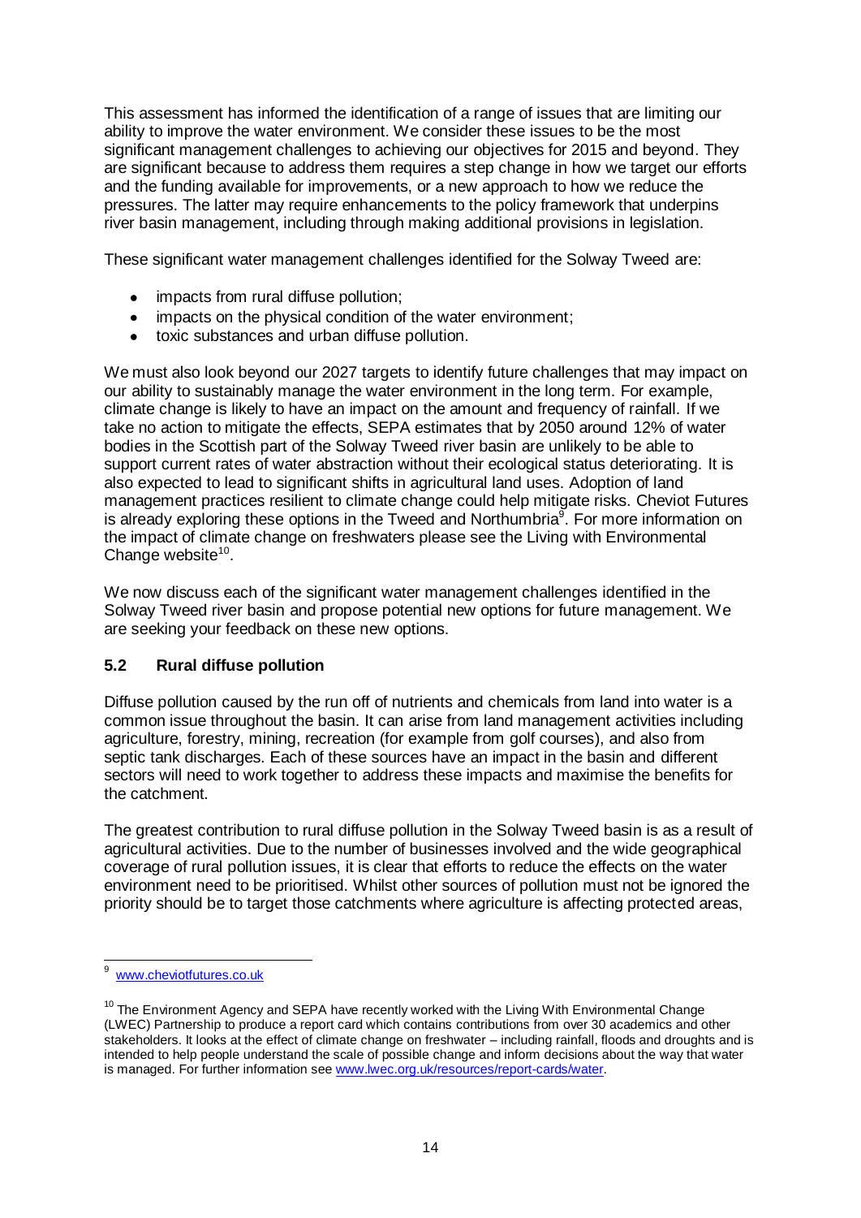This assessment has informed the identification of a range of issues that are limiting our ability to improve the water environment. We consider these issues to be the most significant management challenges to achieving our objectives for 2015 and beyond. They are significant because to address them requires a step change in how we target our efforts and the funding available for improvements, or a new approach to how we reduce the pressures. The latter may require enhancements to the policy framework that underpins river basin management, including through making additional provisions in legislation.

These significant water management challenges identified for the Solway Tweed are:

- impacts from rural diffuse pollution;
- impacts on the physical condition of the water environment;
- toxic substances and urban diffuse pollution.

We must also look beyond our 2027 targets to identify future challenges that may impact on our ability to sustainably manage the water environment in the long term. For example, climate change is likely to have an impact on the amount and frequency of rainfall. If we take no action to mitigate the effects, SEPA estimates that by 2050 around 12% of water bodies in the Scottish part of the Solway Tweed river basin are unlikely to be able to support current rates of water abstraction without their ecological status deteriorating. It is also expected to lead to significant shifts in agricultural land uses. Adoption of land management practices resilient to climate change could help mitigate risks. Cheviot Futures is already exploring these options in the Tweed and Northumbria[9]. For more information on the impact of climate change on freshwaters please see the Living with Environmental Change website[10].

We now discuss each of the significant water management challenges identified in the Solway Tweed river basin and propose potential new options for future management. We are seeking your feedback on these new options.

## 5.2 Rural diffuse pollution

Diffuse pollution caused by the run off of nutrients and chemicals from land into water is a common issue throughout the basin. It can arise from land management activities including agriculture, forestry, mining, recreation (for example from golf courses), and also from septic tank discharges. Each of these sources have an impact in the basin and different sectors will need to work together to address these impacts and maximise the benefits for the catchment.

The greatest contribution to rural diffuse pollution in the Solway Tweed basin is as a result of agricultural activities. Due to the number of businesses involved and the wide geographical coverage of rural pollution issues, it is clear that efforts to reduce the effects on the water environment need to be prioritised. Whilst other sources of pollution must not be ignored the priority should be to target those catchments where agriculture is affecting protected areas,

---

[9] www.cheviotfutures.co.uk

[10] The Environment Agency and SEPA have recently worked with the Living With Environmental Change (LWEC) Partnership to produce a report card which contains contributions from over 30 academics and other stakeholders. It looks at the effect of climate change on freshwater – including rainfall, floods and droughts and is intended to help people understand the scale of possible change and inform decisions about the way that water is managed. For further information see www.lwec.org.uk/resources/report-cards/water.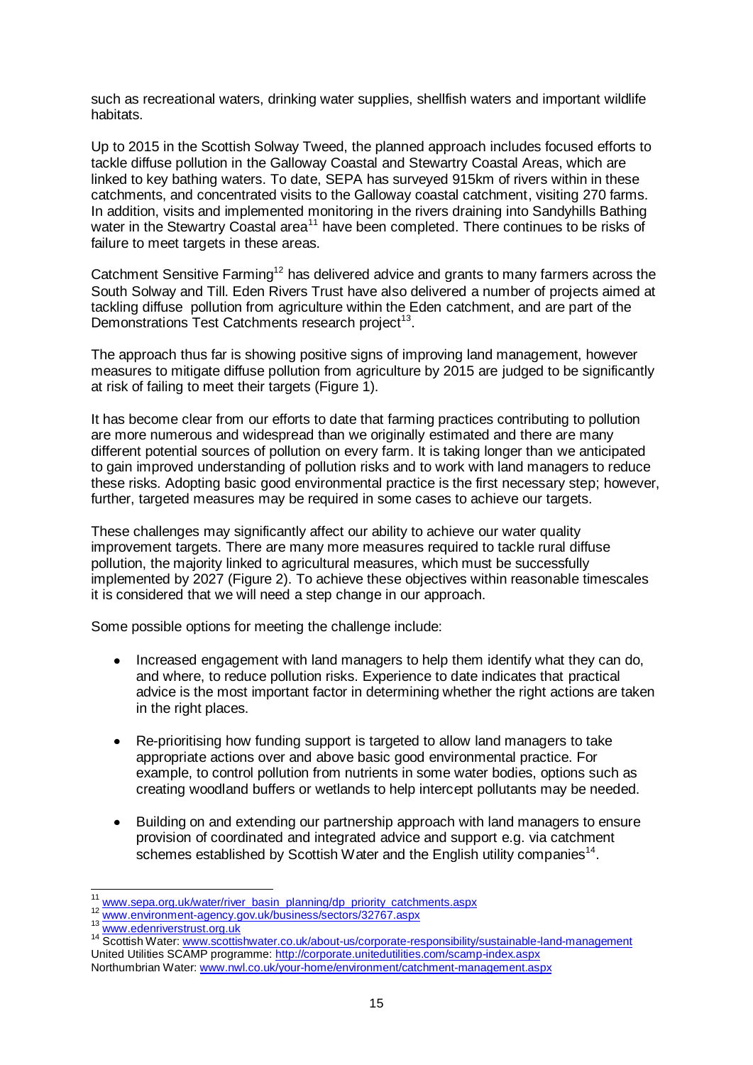such as recreational waters, drinking water supplies, shellfish waters and important wildlife habitats.

Up to 2015 in the Scottish Solway Tweed, the planned approach includes focused efforts to tackle diffuse pollution in the Galloway Coastal and Stewartry Coastal Areas, which are linked to key bathing waters. To date, SEPA has surveyed 915km of rivers within in these catchments, and concentrated visits to the Galloway coastal catchment, visiting 270 farms. In addition, visits and implemented monitoring in the rivers draining into Sandyhills Bathing water in the Stewartry Coastal area[11] have been completed. There continues to be risks of failure to meet targets in these areas.

Catchment Sensitive Farming[12] has delivered advice and grants to many farmers across the South Solway and Till. Eden Rivers Trust have also delivered a number of projects aimed at tackling diffuse pollution from agriculture within the Eden catchment, and are part of the Demonstrations Test Catchments research project[13].

The approach thus far is showing positive signs of improving land management, however measures to mitigate diffuse pollution from agriculture by 2015 are judged to be significantly at risk of failing to meet their targets (Figure 1).

It has become clear from our efforts to date that farming practices contributing to pollution are more numerous and widespread than we originally estimated and there are many different potential sources of pollution on every farm. It is taking longer than we anticipated to gain improved understanding of pollution risks and to work with land managers to reduce these risks. Adopting basic good environmental practice is the first necessary step; however, further, targeted measures may be required in some cases to achieve our targets.

These challenges may significantly affect our ability to achieve our water quality improvement targets. There are many more measures required to tackle rural diffuse pollution, the majority linked to agricultural measures, which must be successfully implemented by 2027 (Figure 2). To achieve these objectives within reasonable timescales it is considered that we will need a step change in our approach.

Some possible options for meeting the challenge include:

- Increased engagement with land managers to help them identify what they can do, and where, to reduce pollution risks. Experience to date indicates that practical advice is the most important factor in determining whether the right actions are taken in the right places.

- Re-prioritising how funding support is targeted to allow land managers to take appropriate actions over and above basic good environmental practice. For example, to control pollution from nutrients in some water bodies, options such as creating woodland buffers or wetlands to help intercept pollutants may be needed.

- Building on and extending our partnership approach with land managers to ensure provision of coordinated and integrated advice and support e.g. via catchment schemes established by Scottish Water and the English utility companies[14].

---

[11] www.sepa.org.uk/water/river_basin_planning/dp_priority_catchments.aspx

[12] www.environment-agency.gov.uk/business/sectors/32767.aspx

[13] www.edenriverstrust.org.uk

[14] Scottish Water: www.scottishwater.co.uk/about-us/corporate-responsibility/sustainable-land-management
United Utilities SCAMP programme: http://corporate.unitedutilities.com/scamp-index.aspx
Northumbrian Water: www.nwl.co.uk/your-home/environment/catchment-management.aspx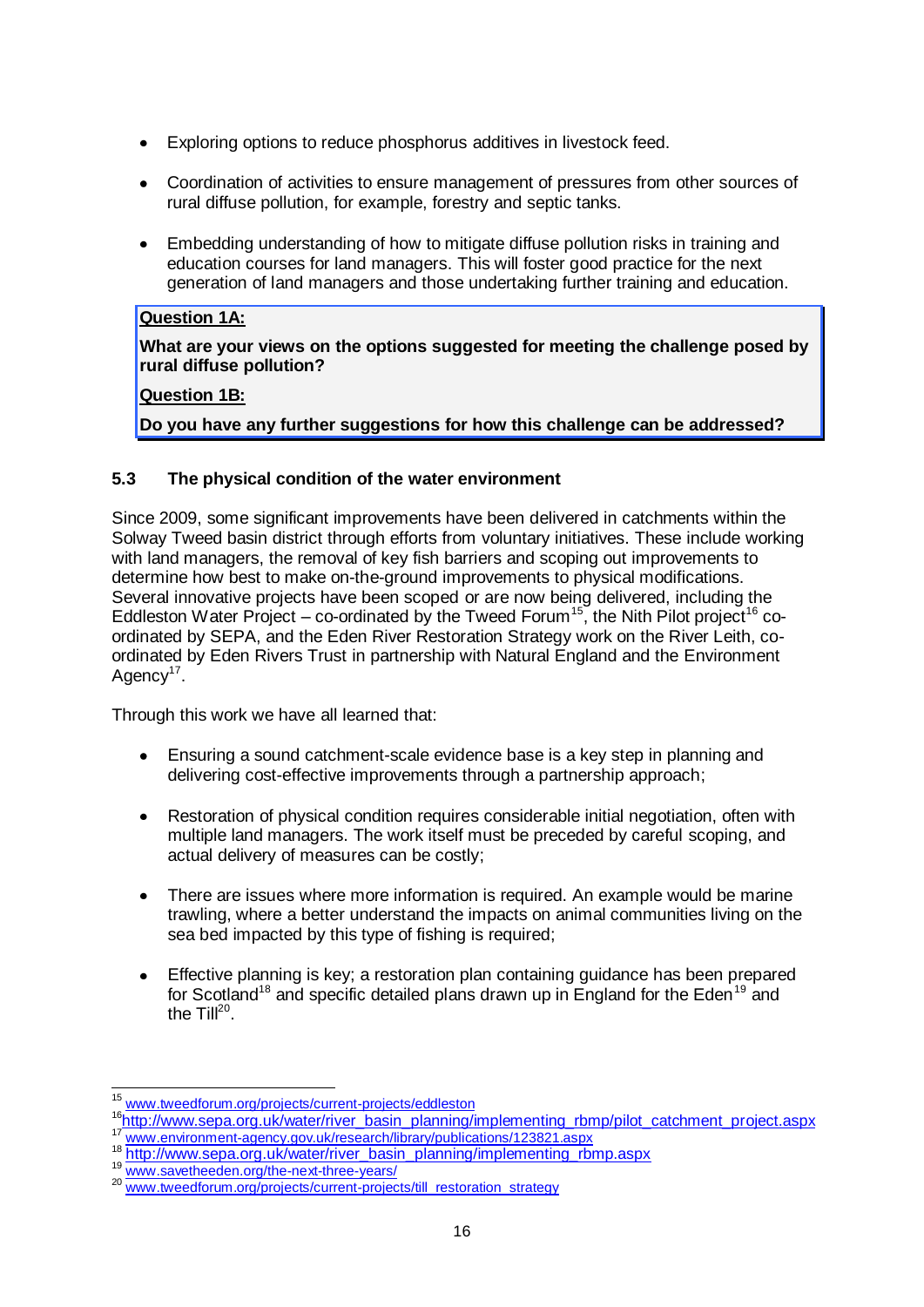- Exploring options to reduce phosphorus additives in livestock feed.
- Coordination of activities to ensure management of pressures from other sources of rural diffuse pollution, for example, forestry and septic tanks.
- Embedding understanding of how to mitigate diffuse pollution risks in training and education courses for land managers. This will foster good practice for the next generation of land managers and those undertaking further training and education.

**Question 1A:**

**What are your views on the options suggested for meeting the challenge posed by rural diffuse pollution?**

**Question 1B:**

**Do you have any further suggestions for how this challenge can be addressed?**

### 5.3 The physical condition of the water environment

Since 2009, some significant improvements have been delivered in catchments within the Solway Tweed basin district through efforts from voluntary initiatives. These include working with land managers, the removal of key fish barriers and scoping out improvements to determine how best to make on-the-ground improvements to physical modifications. Several innovative projects have been scoped or are now being delivered, including the Eddleston Water Project – co-ordinated by the Tweed Forum[15], the Nith Pilot project[16] co-ordinated by SEPA, and the Eden River Restoration Strategy work on the River Leith, co-ordinated by Eden Rivers Trust in partnership with Natural England and the Environment Agency[17].

Through this work we have all learned that:

- Ensuring a sound catchment-scale evidence base is a key step in planning and delivering cost-effective improvements through a partnership approach;
- Restoration of physical condition requires considerable initial negotiation, often with multiple land managers. The work itself must be preceded by careful scoping, and actual delivery of measures can be costly;
- There are issues where more information is required. An example would be marine trawling, where a better understand the impacts on animal communities living on the sea bed impacted by this type of fishing is required;
- Effective planning is key; a restoration plan containing guidance has been prepared for Scotland[18] and specific detailed plans drawn up in England for the Eden[19] and the Till[20].

---

[15] www.tweedforum.org/projects/current-projects/eddleston

[16] http://www.sepa.org.uk/water/river_basin_planning/implementing_rbmp/pilot_catchment_project.aspx

[17] www.environment-agency.gov.uk/research/library/publications/123821.aspx

[18] http://www.sepa.org.uk/water/river_basin_planning/implementing_rbmp.aspx

[19] www.savetheeden.org/the-next-three-years/

[20] www.tweedforum.org/projects/current-projects/till_restoration_strategy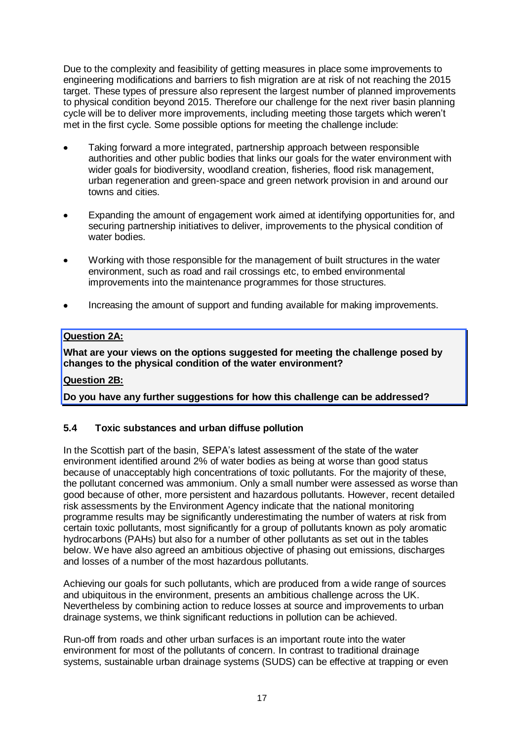Due to the complexity and feasibility of getting measures in place some improvements to engineering modifications and barriers to fish migration are at risk of not reaching the 2015 target. These types of pressure also represent the largest number of planned improvements to physical condition beyond 2015. Therefore our challenge for the next river basin planning cycle will be to deliver more improvements, including meeting those targets which weren't met in the first cycle. Some possible options for meeting the challenge include:

- Taking forward a more integrated, partnership approach between responsible authorities and other public bodies that links our goals for the water environment with wider goals for biodiversity, woodland creation, fisheries, flood risk management, urban regeneration and green-space and green network provision in and around our towns and cities.
- Expanding the amount of engagement work aimed at identifying opportunities for, and securing partnership initiatives to deliver, improvements to the physical condition of water bodies.
- Working with those responsible for the management of built structures in the water environment, such as road and rail crossings etc, to embed environmental improvements into the maintenance programmes for those structures.
- Increasing the amount of support and funding available for making improvements.

**Question 2A:**

**What are your views on the options suggested for meeting the challenge posed by changes to the physical condition of the water environment?**

**Question 2B:**

**Do you have any further suggestions for how this challenge can be addressed?**

### 5.4 Toxic substances and urban diffuse pollution

In the Scottish part of the basin, SEPA's latest assessment of the state of the water environment identified around 2% of water bodies as being at worse than good status because of unacceptably high concentrations of toxic pollutants. For the majority of these, the pollutant concerned was ammonium. Only a small number were assessed as worse than good because of other, more persistent and hazardous pollutants. However, recent detailed risk assessments by the Environment Agency indicate that the national monitoring programme results may be significantly underestimating the number of waters at risk from certain toxic pollutants, most significantly for a group of pollutants known as poly aromatic hydrocarbons (PAHs) but also for a number of other pollutants as set out in the tables below. We have also agreed an ambitious objective of phasing out emissions, discharges and losses of a number of the most hazardous pollutants.

Achieving our goals for such pollutants, which are produced from a wide range of sources and ubiquitous in the environment, presents an ambitious challenge across the UK. Nevertheless by combining action to reduce losses at source and improvements to urban drainage systems, we think significant reductions in pollution can be achieved.

Run-off from roads and other urban surfaces is an important route into the water environment for most of the pollutants of concern. In contrast to traditional drainage systems, sustainable urban drainage systems (SUDS) can be effective at trapping or even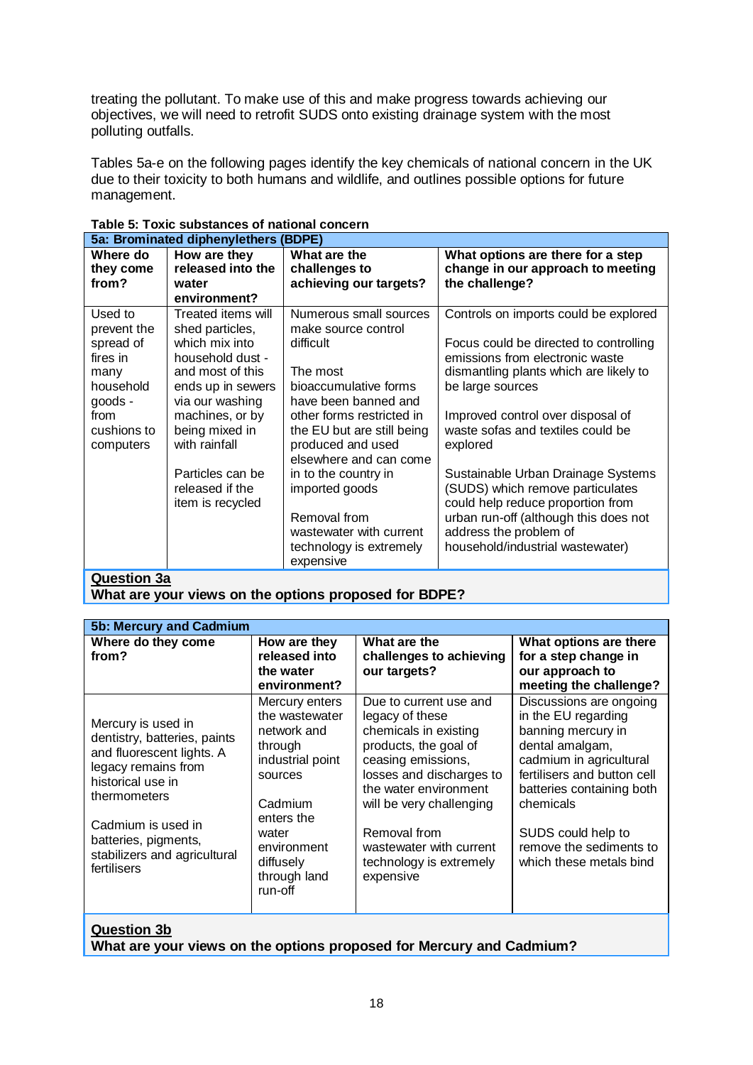treating the pollutant. To make use of this and make progress towards achieving our objectives, we will need to retrofit SUDS onto existing drainage system with the most polluting outfalls.

Tables 5a-e on the following pages identify the key chemicals of national concern in the UK due to their toxicity to both humans and wildlife, and outlines possible options for future management.

**Table 5: Toxic substances of national concern**

| **5a: Brominated diphenylethers (BDPE)** | | | |
|---|---|---|---|
| **Where do they come from?** | **How are they released into the water environment?** | **What are the challenges to achieving our targets?** | **What options are there for a step change in our approach to meeting the challenge?** |
| Used to prevent the spread of fires in many household goods - from cushions to computers | Treated items will shed particles, which mix into household dust - and most of this ends up in sewers via our washing machines, or by being mixed in with rainfall<br><br>Particles can be released if the item is recycled | Numerous small sources make source control difficult<br><br>The most bioaccumulative forms have been banned and other forms restricted in the EU but are still being produced and used elsewhere and can come in to the country in imported goods<br><br>Removal from wastewater with current technology is extremely expensive | Controls on imports could be explored<br><br>Focus could be directed to controlling emissions from electronic waste dismantling plants which are likely to be large sources<br><br>Improved control over disposal of waste sofas and textiles could be explored<br><br>Sustainable Urban Drainage Systems (SUDS) which remove particulates could help reduce proportion from urban run-off (although this does not address the problem of household/industrial wastewater) |

**Question 3a**
**What are your views on the options proposed for BDPE?**

| **5b: Mercury and Cadmium** | | | |
|---|---|---|---|
| **Where do they come from?** | **How are they released into the water environment?** | **What are the challenges to achieving our targets?** | **What options are there for a step change in our approach to meeting the challenge?** |
| Mercury is used in dentistry, batteries, paints and fluorescent lights. A legacy remains from historical use in thermometers<br><br>Cadmium is used in batteries, pigments, stabilizers and agricultural fertilisers | Mercury enters the wastewater network and through industrial point sources<br><br>Cadmium enters the water environment diffusely through land run-off | Due to current use and legacy of these chemicals in existing products, the goal of ceasing emissions, losses and discharges to the water environment will be very challenging<br><br>Removal from wastewater with current technology is extremely expensive | Discussions are ongoing in the EU regarding banning mercury in dental amalgam, cadmium in agricultural fertilisers and button cell batteries containing both chemicals<br><br>SUDS could help to remove the sediments to which these metals bind |

**Question 3b**
**What are your views on the options proposed for Mercury and Cadmium?**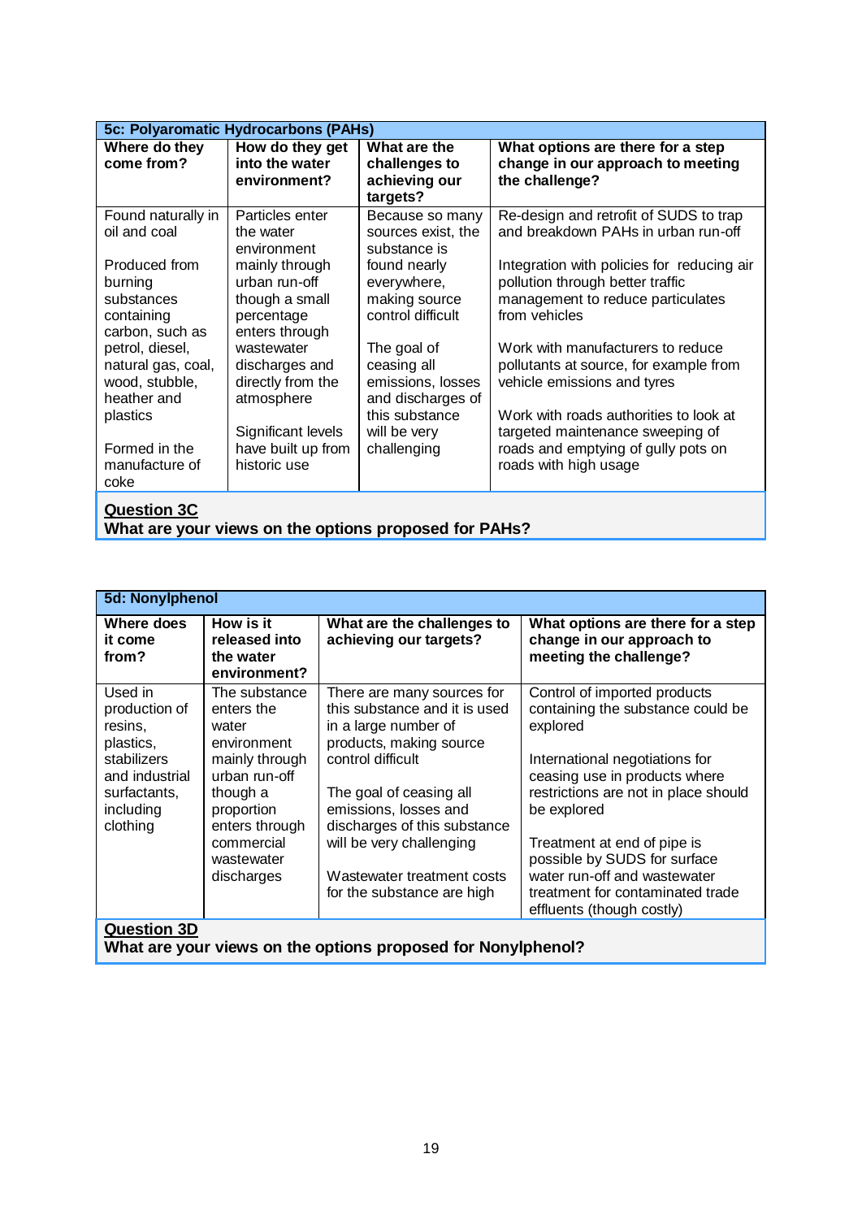| 5c: Polyaromatic Hydrocarbons (PAHs) | | | |
|---|---|---|---|
| **Where do they come from?** | **How do they get into the water environment?** | **What are the challenges to achieving our targets?** | **What options are there for a step change in our approach to meeting the challenge?** |
| Found naturally in oil and coal<br><br>Produced from burning substances containing carbon, such as petrol, diesel, natural gas, coal, wood, stubble, heather and plastics<br><br>Formed in the manufacture of coke | Particles enter the water environment mainly through urban run-off though a small percentage enters through wastewater discharges and directly from the atmosphere<br><br>Significant levels have built up from historic use | Because so many sources exist, the substance is found nearly everywhere, making source control difficult<br><br>The goal of ceasing all emissions, losses and discharges of this substance will be very challenging | Re-design and retrofit of SUDS to trap and breakdown PAHs in urban run-off<br><br>Integration with policies for reducing air pollution through better traffic management to reduce particulates from vehicles<br><br>Work with manufacturers to reduce pollutants at source, for example from vehicle emissions and tyres<br><br>Work with roads authorities to look at targeted maintenance sweeping of roads and emptying of gully pots on roads with high usage |
| **Question 3C**<br>**What are your views on the options proposed for PAHs?** | | | |

| 5d: Nonylphenol | | | |
|---|---|---|---|
| **Where does it come from?** | **How is it released into the water environment?** | **What are the challenges to achieving our targets?** | **What options are there for a step change in our approach to meeting the challenge?** |
| Used in production of resins, plastics, stabilizers and industrial surfactants, including clothing | The substance enters the water environment mainly through urban run-off though a proportion enters through commercial wastewater discharges | There are many sources for this substance and it is used in a large number of products, making source control difficult<br><br>The goal of ceasing all emissions, losses and discharges of this substance will be very challenging<br><br>Wastewater treatment costs for the substance are high | Control of imported products containing the substance could be explored<br><br>International negotiations for ceasing use in products where restrictions are not in place should be explored<br><br>Treatment at end of pipe is possible by SUDS for surface water run-off and wastewater treatment for contaminated trade effluents (though costly) |
| **Question 3D**<br>**What are your views on the options proposed for Nonylphenol?** | | | |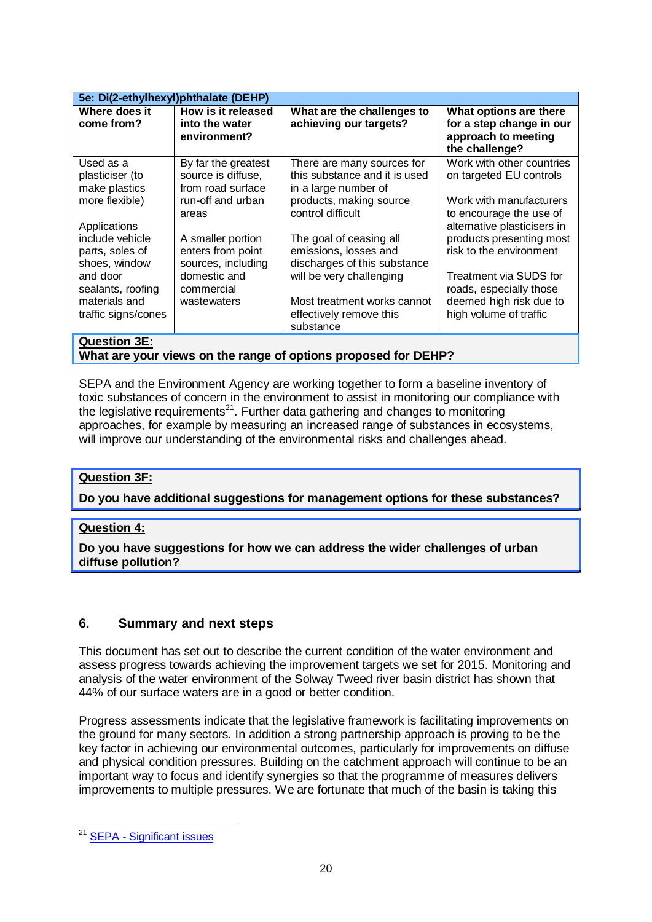| 5e: Di(2-ethylhexyl)phthalate (DEHP) | | | |
|---|---|---|---|
| **Where does it come from?** | **How is it released into the water environment?** | **What are the challenges to achieving our targets?** | **What options are there for a step change in our approach to meeting the challenge?** |
| Used as a plasticiser (to make plastics more flexible)<br><br>Applications include vehicle parts, soles of shoes, window and door sealants, roofing materials and traffic signs/cones | By far the greatest source is diffuse, from road surface run-off and urban areas<br><br>A smaller portion enters from point sources, including domestic and commercial wastewaters | There are many sources for this substance and it is used in a large number of products, making source control difficult<br><br>The goal of ceasing all emissions, losses and discharges of this substance will be very challenging<br><br>Most treatment works cannot effectively remove this substance | Work with other countries on targeted EU controls<br><br>Work with manufacturers to encourage the use of alternative plasticisers in products presenting most risk to the environment<br><br>Treatment via SUDS for roads, especially those deemed high risk due to high volume of traffic |

**Question 3E:**
**What are your views on the range of options proposed for DEHP?**

SEPA and the Environment Agency are working together to form a baseline inventory of toxic substances of concern in the environment to assist in monitoring our compliance with the legislative requirements[21]. Further data gathering and changes to monitoring approaches, for example by measuring an increased range of substances in ecosystems, will improve our understanding of the environmental risks and challenges ahead.

**Question 3F:**

**Do you have additional suggestions for management options for these substances?**

**Question 4:**

**Do you have suggestions for how we can address the wider challenges of urban diffuse pollution?**

## 6. Summary and next steps

This document has set out to describe the current condition of the water environment and assess progress towards achieving the improvement targets we set for 2015. Monitoring and analysis of the water environment of the Solway Tweed river basin district has shown that 44% of our surface waters are in a good or better condition.

Progress assessments indicate that the legislative framework is facilitating improvements on the ground for many sectors. In addition a strong partnership approach is proving to be the key factor in achieving our environmental outcomes, particularly for improvements on diffuse and physical condition pressures. Building on the catchment approach will continue to be an important way to focus and identify synergies so that the programme of measures delivers improvements to multiple pressures. We are fortunate that much of the basin is taking this

[21] SEPA - Significant issues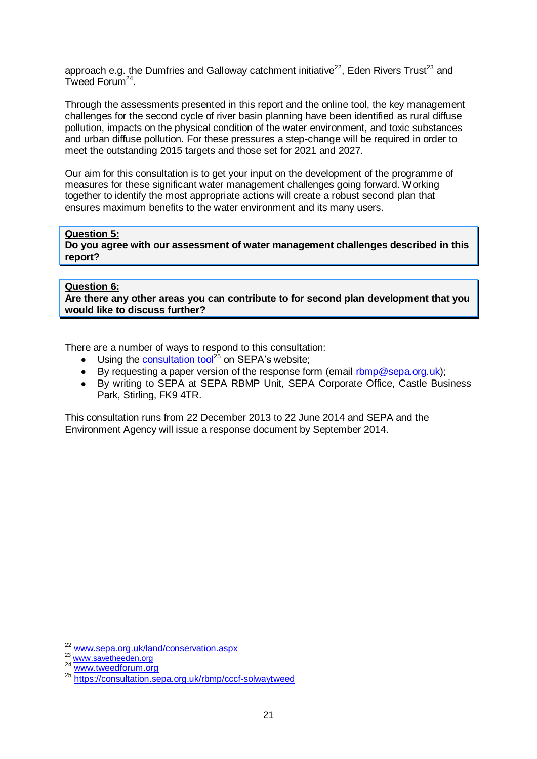approach e.g. the Dumfries and Galloway catchment initiative[22], Eden Rivers Trust[23] and Tweed Forum[24].

Through the assessments presented in this report and the online tool, the key management challenges for the second cycle of river basin planning have been identified as rural diffuse pollution, impacts on the physical condition of the water environment, and toxic substances and urban diffuse pollution. For these pressures a step-change will be required in order to meet the outstanding 2015 targets and those set for 2021 and 2027.

Our aim for this consultation is to get your input on the development of the programme of measures for these significant water management challenges going forward. Working together to identify the most appropriate actions will create a robust second plan that ensures maximum benefits to the water environment and its many users.

**Question 5:**
**Do you agree with our assessment of water management challenges described in this report?**

**Question 6:**
**Are there any other areas you can contribute to for second plan development that you would like to discuss further?**

There are a number of ways to respond to this consultation:

- Using the consultation tool[25] on SEPA's website;
- By requesting a paper version of the response form (email rbmp@sepa.org.uk);
- By writing to SEPA at SEPA RBMP Unit, SEPA Corporate Office, Castle Business Park, Stirling, FK9 4TR.

This consultation runs from 22 December 2013 to 22 June 2014 and SEPA and the Environment Agency will issue a response document by September 2014.

---

[22] www.sepa.org.uk/land/conservation.aspx
[23] www.savetheeden.org
[24] www.tweedforum.org
[25] https://consultation.sepa.org.uk/rbmp/cccf-solwaytweed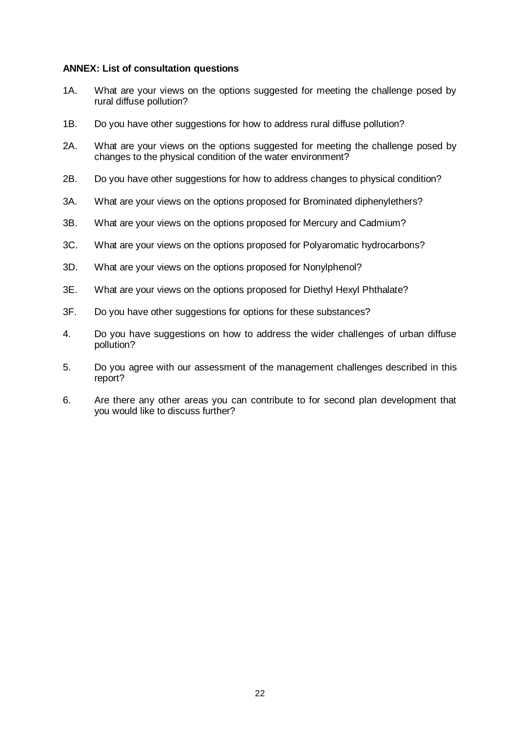**ANNEX: List of consultation questions**

1A. What are your views on the options suggested for meeting the challenge posed by rural diffuse pollution?

1B. Do you have other suggestions for how to address rural diffuse pollution?

2A. What are your views on the options suggested for meeting the challenge posed by changes to the physical condition of the water environment?

2B. Do you have other suggestions for how to address changes to physical condition?

3A. What are your views on the options proposed for Brominated diphenylethers?

3B. What are your views on the options proposed for Mercury and Cadmium?

3C. What are your views on the options proposed for Polyaromatic hydrocarbons?

3D. What are your views on the options proposed for Nonylphenol?

3E. What are your views on the options proposed for Diethyl Hexyl Phthalate?

3F. Do you have other suggestions for options for these substances?

4. Do you have suggestions on how to address the wider challenges of urban diffuse pollution?

5. Do you agree with our assessment of the management challenges described in this report?

6. Are there any other areas you can contribute to for second plan development that you would like to discuss further?